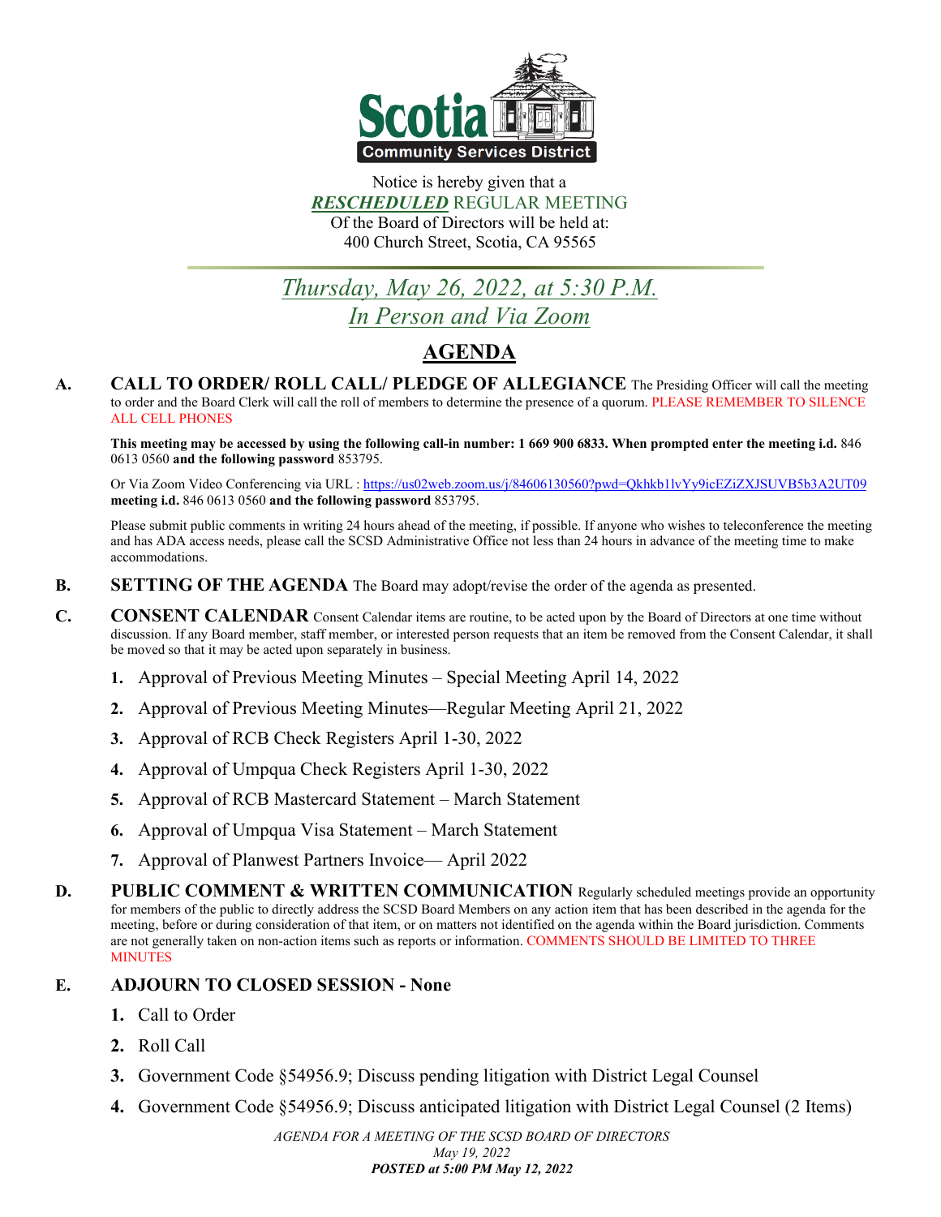Notice is hereby given that a

***RESCHEDULED*** REGULAR MEETING

Of the Board of Directors will be held at:

400 Church Street, Scotia, CA 95565

## *Thursday, May 26, 2022, at 5:30 P.M.*

## *In Person and Via Zoom*

# AGENDA

**A. CALL TO ORDER/ ROLL CALL/ PLEDGE OF ALLEGIANCE** The Presiding Officer will call the meeting to order and the Board Clerk will call the roll of members to determine the presence of a quorum. PLEASE REMEMBER TO SILENCE ALL CELL PHONES

**This meeting may be accessed by using the following call-in number: 1 669 900 6833. When prompted enter the meeting i.d.** 846 0613 0560 **and the following password** 853795.

Or Via Zoom Video Conferencing via URL : https://us02web.zoom.us/j/84606130560?pwd=Qkhkb1lvYy9icEZiZXJSUVB5b3A2UT09 **meeting i.d.** 846 0613 0560 **and the following password** 853795.

Please submit public comments in writing 24 hours ahead of the meeting, if possible. If anyone who wishes to teleconference the meeting and has ADA access needs, please call the SCSD Administrative Office not less than 24 hours in advance of the meeting time to make accommodations.

**B. SETTING OF THE AGENDA** The Board may adopt/revise the order of the agenda as presented.

**C. CONSENT CALENDAR** Consent Calendar items are routine, to be acted upon by the Board of Directors at one time without discussion. If any Board member, staff member, or interested person requests that an item be removed from the Consent Calendar, it shall be moved so that it may be acted upon separately in business.

1. Approval of Previous Meeting Minutes – Special Meeting April 14, 2022
2. Approval of Previous Meeting Minutes—Regular Meeting April 21, 2022
3. Approval of RCB Check Registers April 1-30, 2022
4. Approval of Umpqua Check Registers April 1-30, 2022
5. Approval of RCB Mastercard Statement – March Statement
6. Approval of Umpqua Visa Statement – March Statement
7. Approval of Planwest Partners Invoice— April 2022

**D. PUBLIC COMMENT & WRITTEN COMMUNICATION** Regularly scheduled meetings provide an opportunity for members of the public to directly address the SCSD Board Members on any action item that has been described in the agenda for the meeting, before or during consideration of that item, or on matters not identified on the agenda within the Board jurisdiction. Comments are not generally taken on non-action items such as reports or information. COMMENTS SHOULD BE LIMITED TO THREE MINUTES

**E. ADJOURN TO CLOSED SESSION - None**

1. Call to Order
2. Roll Call
3. Government Code §54956.9; Discuss pending litigation with District Legal Counsel
4. Government Code §54956.9; Discuss anticipated litigation with District Legal Counsel (2 Items)

*AGENDA FOR A MEETING OF THE SCSD BOARD OF DIRECTORS*
*May 19, 2022*
***POSTED at 5:00 PM May 12, 2022***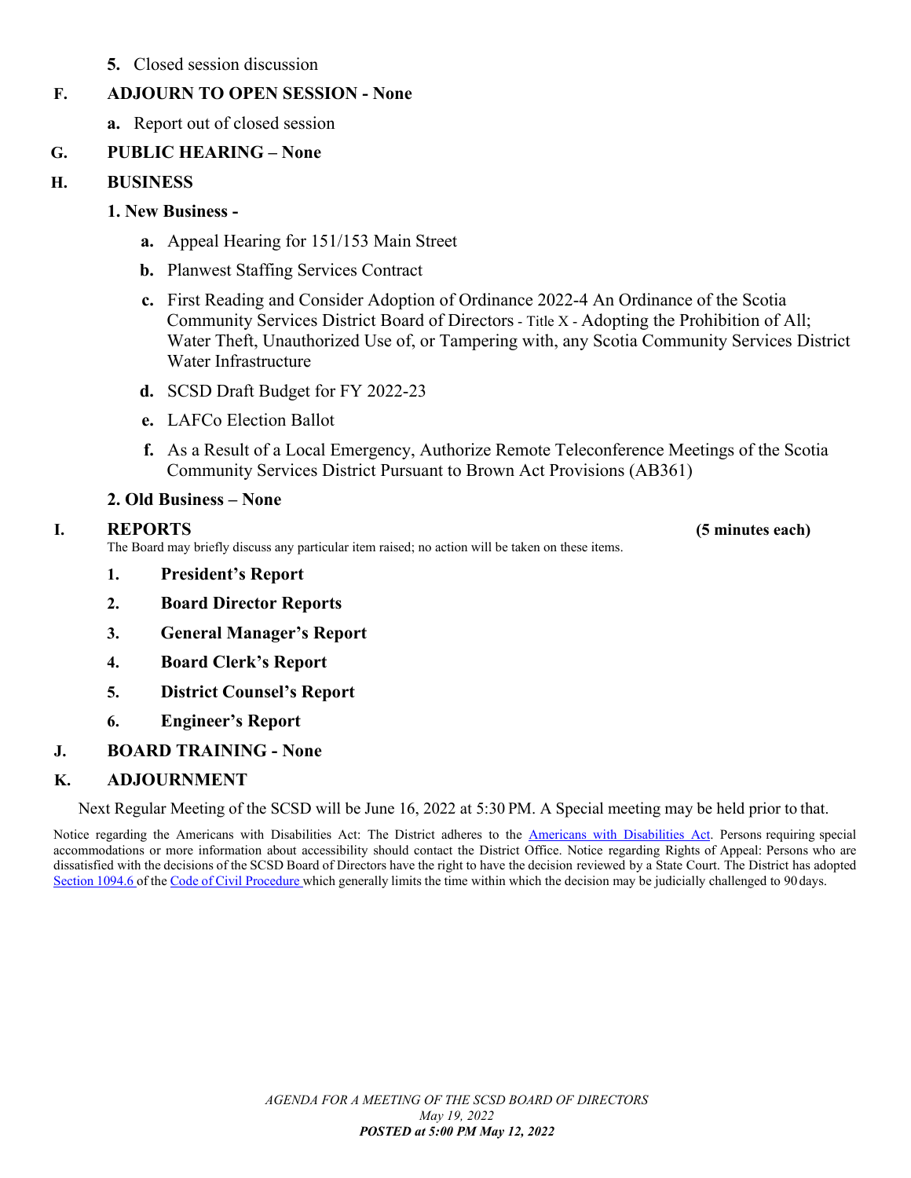5. Closed session discussion

**F. ADJOURN TO OPEN SESSION - None**

a. Report out of closed session

**G. PUBLIC HEARING – None**

**H. BUSINESS**

**1. New Business -**

a. Appeal Hearing for 151/153 Main Street

b. Planwest Staffing Services Contract

c. First Reading and Consider Adoption of Ordinance 2022-4 An Ordinance of the Scotia Community Services District Board of Directors - Title X - Adopting the Prohibition of All; Water Theft, Unauthorized Use of, or Tampering with, any Scotia Community Services District Water Infrastructure

d. SCSD Draft Budget for FY 2022-23

e. LAFCo Election Ballot

f. As a Result of a Local Emergency, Authorize Remote Teleconference Meetings of the Scotia Community Services District Pursuant to Brown Act Provisions (AB361)

**2. Old Business – None**

**I. REPORTS** **(5 minutes each)**

The Board may briefly discuss any particular item raised; no action will be taken on these items.

1. **President's Report**
2. **Board Director Reports**
3. **General Manager's Report**
4. **Board Clerk's Report**
5. **District Counsel's Report**
6. **Engineer's Report**

**J. BOARD TRAINING - None**

**K. ADJOURNMENT**

Next Regular Meeting of the SCSD will be June 16, 2022 at 5:30 PM. A Special meeting may be held prior to that.

Notice regarding the Americans with Disabilities Act: The District adheres to the Americans with Disabilities Act. Persons requiring special accommodations or more information about accessibility should contact the District Office. Notice regarding Rights of Appeal: Persons who are dissatisfied with the decisions of the SCSD Board of Directors have the right to have the decision reviewed by a State Court. The District has adopted Section 1094.6 of the Code of Civil Procedure which generally limits the time within which the decision may be judicially challenged to 90 days.

*AGENDA FOR A MEETING OF THE SCSD BOARD OF DIRECTORS*
*May 19, 2022*
***POSTED at 5:00 PM May 12, 2022***